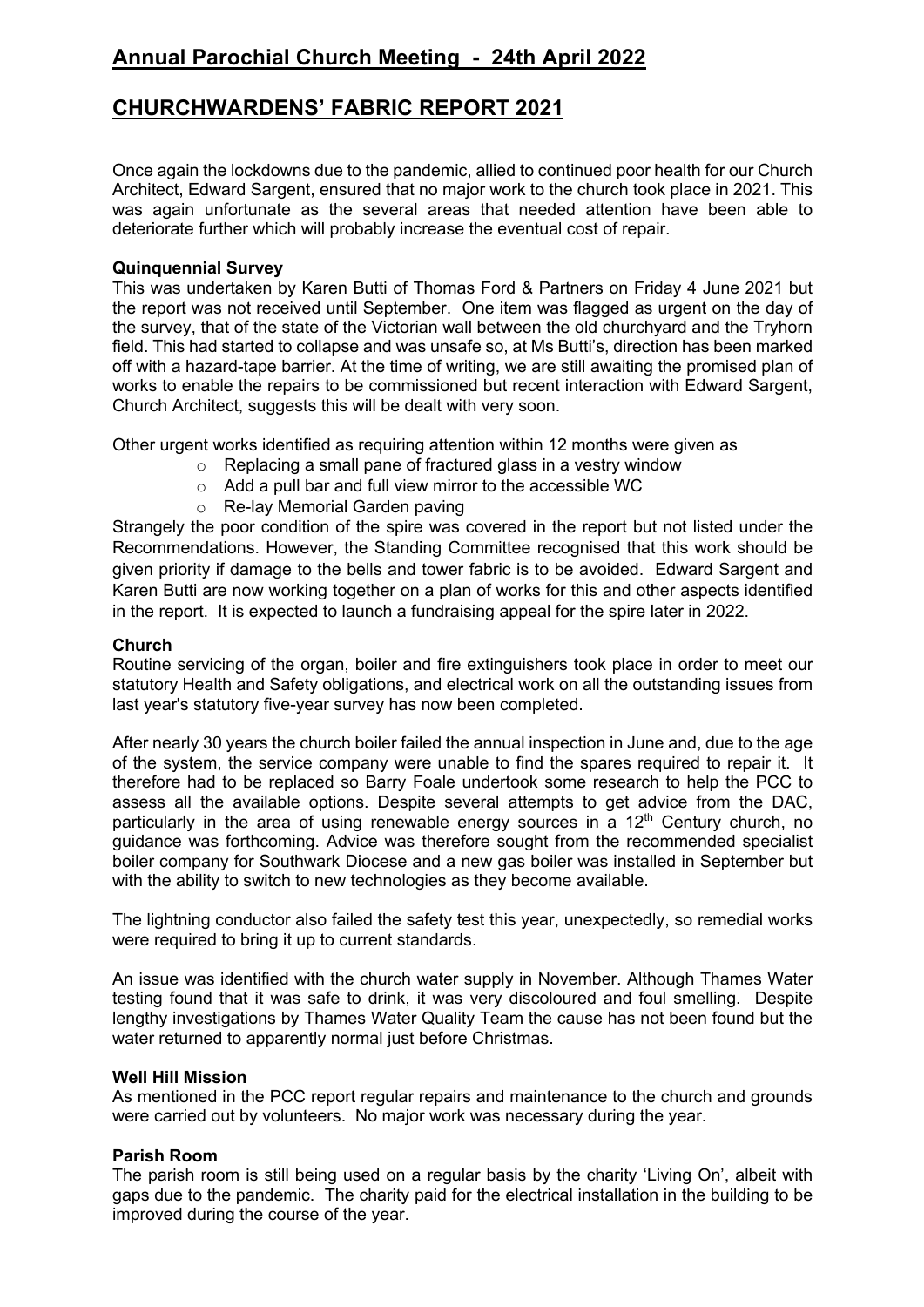# Annual Parochial Church Meeting - 24th April 2022

# CHURCHWARDENS' FABRIC REPORT 2021

Once again the lockdowns due to the pandemic, allied to continued poor health for our Church Architect, Edward Sargent, ensured that no major work to the church took place in 2021. This was again unfortunate as the several areas that needed attention have been able to deteriorate further which will probably increase the eventual cost of repair.

**Quinquennial Survey**

This was undertaken by Karen Butti of Thomas Ford & Partners on Friday 4 June 2021 but the report was not received until September. One item was flagged as urgent on the day of the survey, that of the state of the Victorian wall between the old churchyard and the Tryhorn field. This had started to collapse and was unsafe so, at Ms Butti's, direction has been marked off with a hazard-tape barrier. At the time of writing, we are still awaiting the promised plan of works to enable the repairs to be commissioned but recent interaction with Edward Sargent, Church Architect, suggests this will be dealt with very soon.

Other urgent works identified as requiring attention within 12 months were given as

- Replacing a small pane of fractured glass in a vestry window
- Add a pull bar and full view mirror to the accessible WC
- Re-lay Memorial Garden paving

Strangely the poor condition of the spire was covered in the report but not listed under the Recommendations. However, the Standing Committee recognised that this work should be given priority if damage to the bells and tower fabric is to be avoided. Edward Sargent and Karen Butti are now working together on a plan of works for this and other aspects identified in the report. It is expected to launch a fundraising appeal for the spire later in 2022.

**Church**

Routine servicing of the organ, boiler and fire extinguishers took place in order to meet our statutory Health and Safety obligations, and electrical work on all the outstanding issues from last year's statutory five-year survey has now been completed.

After nearly 30 years the church boiler failed the annual inspection in June and, due to the age of the system, the service company were unable to find the spares required to repair it. It therefore had to be replaced so Barry Foale undertook some research to help the PCC to assess all the available options. Despite several attempts to get advice from the DAC, particularly in the area of using renewable energy sources in a 12th Century church, no guidance was forthcoming. Advice was therefore sought from the recommended specialist boiler company for Southwark Diocese and a new gas boiler was installed in September but with the ability to switch to new technologies as they become available.

The lightning conductor also failed the safety test this year, unexpectedly, so remedial works were required to bring it up to current standards.

An issue was identified with the church water supply in November. Although Thames Water testing found that it was safe to drink, it was very discoloured and foul smelling. Despite lengthy investigations by Thames Water Quality Team the cause has not been found but the water returned to apparently normal just before Christmas.

**Well Hill Mission**

As mentioned in the PCC report regular repairs and maintenance to the church and grounds were carried out by volunteers. No major work was necessary during the year.

**Parish Room**

The parish room is still being used on a regular basis by the charity 'Living On', albeit with gaps due to the pandemic. The charity paid for the electrical installation in the building to be improved during the course of the year.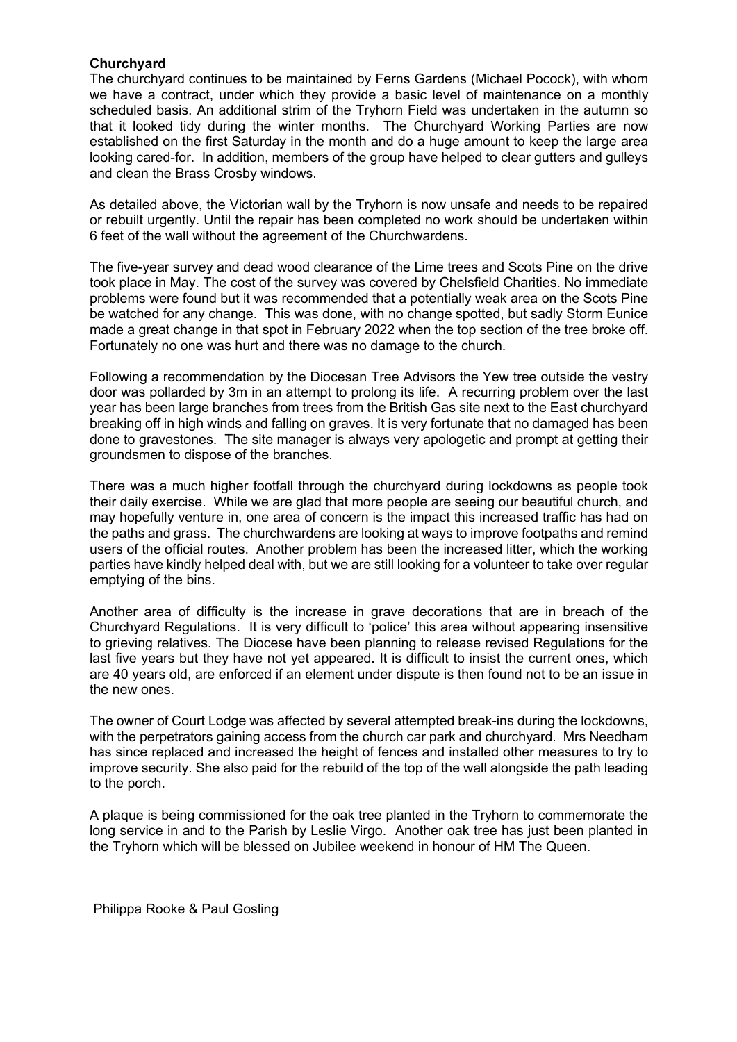**Churchyard**

The churchyard continues to be maintained by Ferns Gardens (Michael Pocock), with whom we have a contract, under which they provide a basic level of maintenance on a monthly scheduled basis. An additional strim of the Tryhorn Field was undertaken in the autumn so that it looked tidy during the winter months. The Churchyard Working Parties are now established on the first Saturday in the month and do a huge amount to keep the large area looking cared-for. In addition, members of the group have helped to clear gutters and gulleys and clean the Brass Crosby windows.

As detailed above, the Victorian wall by the Tryhorn is now unsafe and needs to be repaired or rebuilt urgently. Until the repair has been completed no work should be undertaken within 6 feet of the wall without the agreement of the Churchwardens.

The five-year survey and dead wood clearance of the Lime trees and Scots Pine on the drive took place in May. The cost of the survey was covered by Chelsfield Charities. No immediate problems were found but it was recommended that a potentially weak area on the Scots Pine be watched for any change. This was done, with no change spotted, but sadly Storm Eunice made a great change in that spot in February 2022 when the top section of the tree broke off. Fortunately no one was hurt and there was no damage to the church.

Following a recommendation by the Diocesan Tree Advisors the Yew tree outside the vestry door was pollarded by 3m in an attempt to prolong its life. A recurring problem over the last year has been large branches from trees from the British Gas site next to the East churchyard breaking off in high winds and falling on graves. It is very fortunate that no damaged has been done to gravestones. The site manager is always very apologetic and prompt at getting their groundsmen to dispose of the branches.

There was a much higher footfall through the churchyard during lockdowns as people took their daily exercise. While we are glad that more people are seeing our beautiful church, and may hopefully venture in, one area of concern is the impact this increased traffic has had on the paths and grass. The churchwardens are looking at ways to improve footpaths and remind users of the official routes. Another problem has been the increased litter, which the working parties have kindly helped deal with, but we are still looking for a volunteer to take over regular emptying of the bins.

Another area of difficulty is the increase in grave decorations that are in breach of the Churchyard Regulations. It is very difficult to 'police' this area without appearing insensitive to grieving relatives. The Diocese have been planning to release revised Regulations for the last five years but they have not yet appeared. It is difficult to insist the current ones, which are 40 years old, are enforced if an element under dispute is then found not to be an issue in the new ones.

The owner of Court Lodge was affected by several attempted break-ins during the lockdowns, with the perpetrators gaining access from the church car park and churchyard. Mrs Needham has since replaced and increased the height of fences and installed other measures to try to improve security. She also paid for the rebuild of the top of the wall alongside the path leading to the porch.

A plaque is being commissioned for the oak tree planted in the Tryhorn to commemorate the long service in and to the Parish by Leslie Virgo. Another oak tree has just been planted in the Tryhorn which will be blessed on Jubilee weekend in honour of HM The Queen.

Philippa Rooke & Paul Gosling